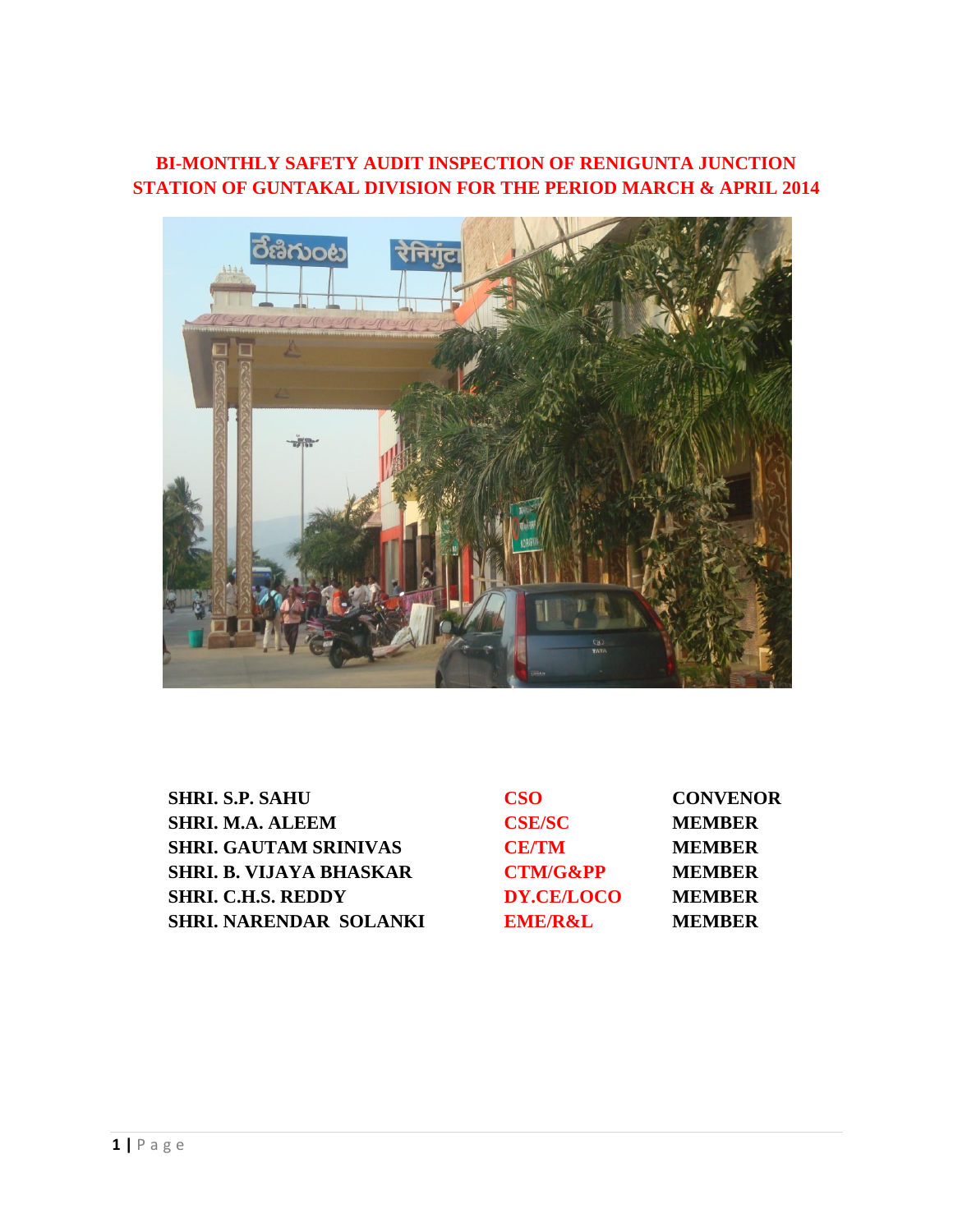# BI-MONTHLY SAFETY AUDIT INSPECTION OF RENIGUNTA JUNCTION STATION OF GUNTAKAL DIVISION FOR THE PERIOD MARCH & APRIL 2014

| | | |
|---|---|---|
| **SHRI. S.P. SAHU** | **CSO** | **CONVENOR** |
| **SHRI. M.A. ALEEM** | **CSE/SC** | **MEMBER** |
| **SHRI. GAUTAM SRINIVAS** | **CE/TM** | **MEMBER** |
| **SHRI. B. VIJAYA BHASKAR** | **CTM/G&PP** | **MEMBER** |
| **SHRI. C.H.S. REDDY** | **DY.CE/LOCO** | **MEMBER** |
| **SHRI. NARENDAR SOLANKI** | **EME/R&L** | **MEMBER** |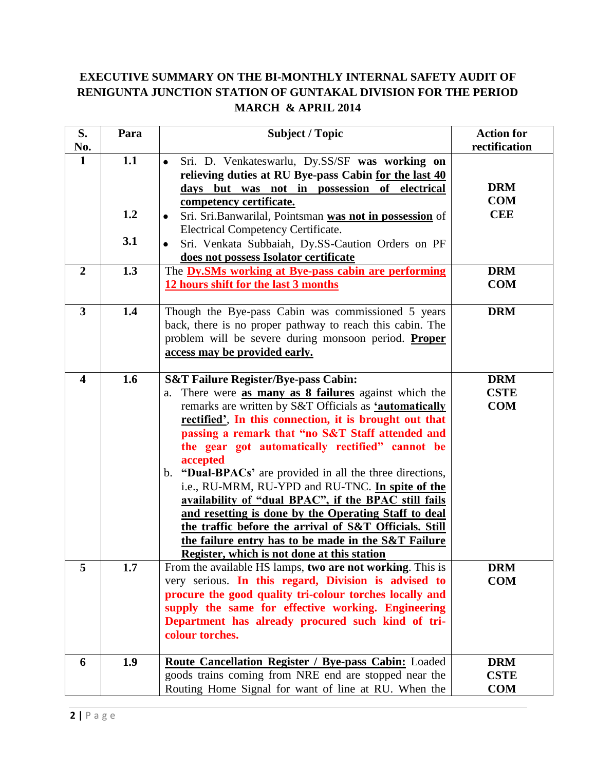**EXECUTIVE SUMMARY ON THE BI-MONTHLY INTERNAL SAFETY AUDIT OF RENIGUNTA JUNCTION STATION OF GUNTAKAL DIVISION FOR THE PERIOD MARCH & APRIL 2014**

| S. No. | Para | Subject / Topic | Action for rectification |
|---|---|---|---|
| 1 | 1.1<br><br>1.2<br><br>3.1 | • Sri. D. Venkateswarlu, Dy.SS/SF **was working on relieving duties at RU Bye-pass Cabin <u>for the last 40 days but was not in possession of electrical competency certificate.</u>**<br>• Sri. Sri.Banwarilal, Pointsman **<u>was not in possession</u>** of Electrical Competency Certificate.<br>• Sri. Venkata Subbaiah, Dy.SS-Caution Orders on PF **<u>does not possess Isolator certificate</u>** | **DRM<br>COM<br>CEE** |
| 2 | 1.3 | The **<u>Dy.SMs working at Bye-pass cabin are performing 12 hours shift for the last 3 months</u>** | **DRM<br>COM** |
| 3 | 1.4 | Though the Bye-pass Cabin was commissioned 5 years back, there is no proper pathway to reach this cabin. The problem will be severe during monsoon period. **<u>Proper access may be provided early.</u>** | **DRM** |
| 4 | 1.6 | **S&T Failure Register/Bye-pass Cabin:**<br>a. There were **<u>as many as 8 failures</u>** against which the remarks are written by S&T Officials as **<u>'automatically rectified'</u>**, **In this connection, it is brought out that passing a remark that "no S&T Staff attended and the gear got automatically rectified" cannot be accepted**<br>b. **"Dual-BPACs'** are provided in all the three directions, i.e., RU-MRM, RU-YPD and RU-TNC. **<u>In spite of the availability of "dual BPAC", if the BPAC still fails and resetting is done by the Operating Staff to deal the traffic before the arrival of S&T Officials. Still the failure entry has to be made in the S&T Failure Register, which is not done at this station</u>** | **DRM<br>CSTE<br>COM** |
| 5 | 1.7 | From the available HS lamps, **two are not working**. This is very serious. **In this regard, Division is advised to procure the good quality tri-colour torches locally and supply the same for effective working. Engineering Department has already procured such kind of tri-colour torches.** | **DRM<br>COM** |
| 6 | 1.9 | **<u>Route Cancellation Register / Bye-pass Cabin:</u>** Loaded goods trains coming from NRE end are stopped near the Routing Home Signal for want of line at RU. When the | **DRM<br>CSTE<br>COM** |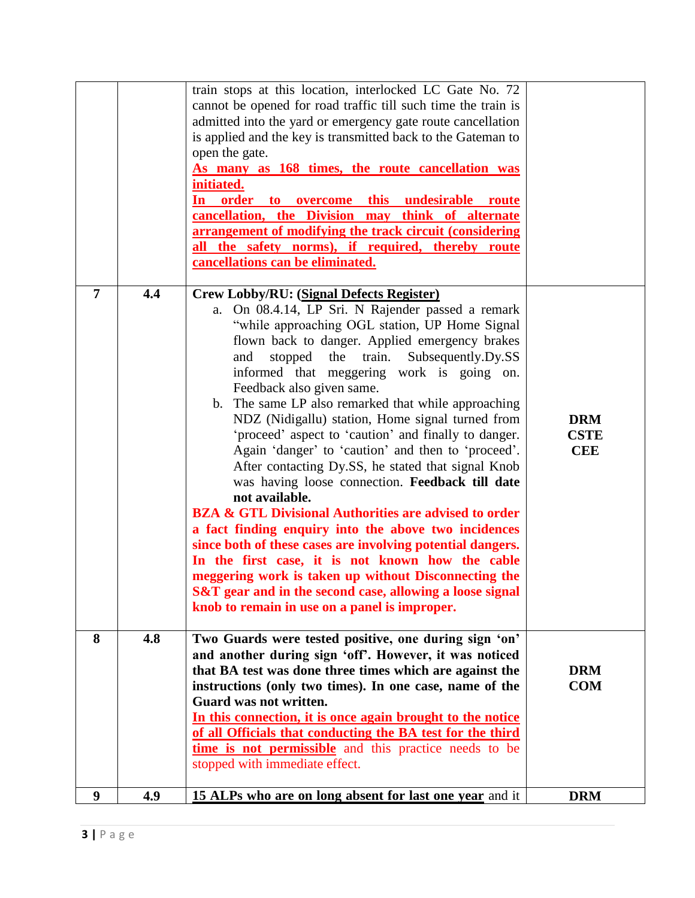| | | | |
|---|---|---|---|
| | | train stops at this location, interlocked LC Gate No. 72 cannot be opened for road traffic till such time the train is admitted into the yard or emergency gate route cancellation is applied and the key is transmitted back to the Gateman to open the gate.<br>**As many as 168 times, the route cancellation was initiated.**<br>**In order to overcome this undesirable route cancellation, the Division may think of alternate arrangement of modifying the track circuit (considering all the safety norms), if required, thereby route cancellations can be eliminated.** | |
| **7** | **4.4** | **Crew Lobby/RU: (Signal Defects Register)**<br>a. On 08.4.14, LP Sri. N Rajender passed a remark "while approaching OGL station, UP Home Signal flown back to danger. Applied emergency brakes and stopped the train. Subsequently.Dy.SS informed that meggering work is going on. Feedback also given same.<br>b. The same LP also remarked that while approaching NDZ (Nidigallu) station, Home signal turned from 'proceed' aspect to 'caution' and finally to danger. Again 'danger' to 'caution' and then to 'proceed'. After contacting Dy.SS, he stated that signal Knob was having loose connection. **Feedback till date not available.**<br>**BZA & GTL Divisional Authorities are advised to order a fact finding enquiry into the above two incidences since both of these cases are involving potential dangers. In the first case, it is not known how the cable meggering work is taken up without Disconnecting the S&T gear and in the second case, allowing a loose signal knob to remain in use on a panel is improper.** | **DRM**<br>**CSTE**<br>**CEE** |
| **8** | **4.8** | **Two Guards were tested positive, one during sign 'on' and another during sign 'off'. However, it was noticed that BA test was done three times which are against the instructions (only two times). In one case, name of the Guard was not written.**<br>**In this connection, it is once again brought to the notice of all Officials that conducting the BA test for the third time is not permissible** and this practice needs to be stopped with immediate effect. | **DRM**<br>**COM** |
| **9** | **4.9** | **15 ALPs who are on long absent for last one year** and it | **DRM** |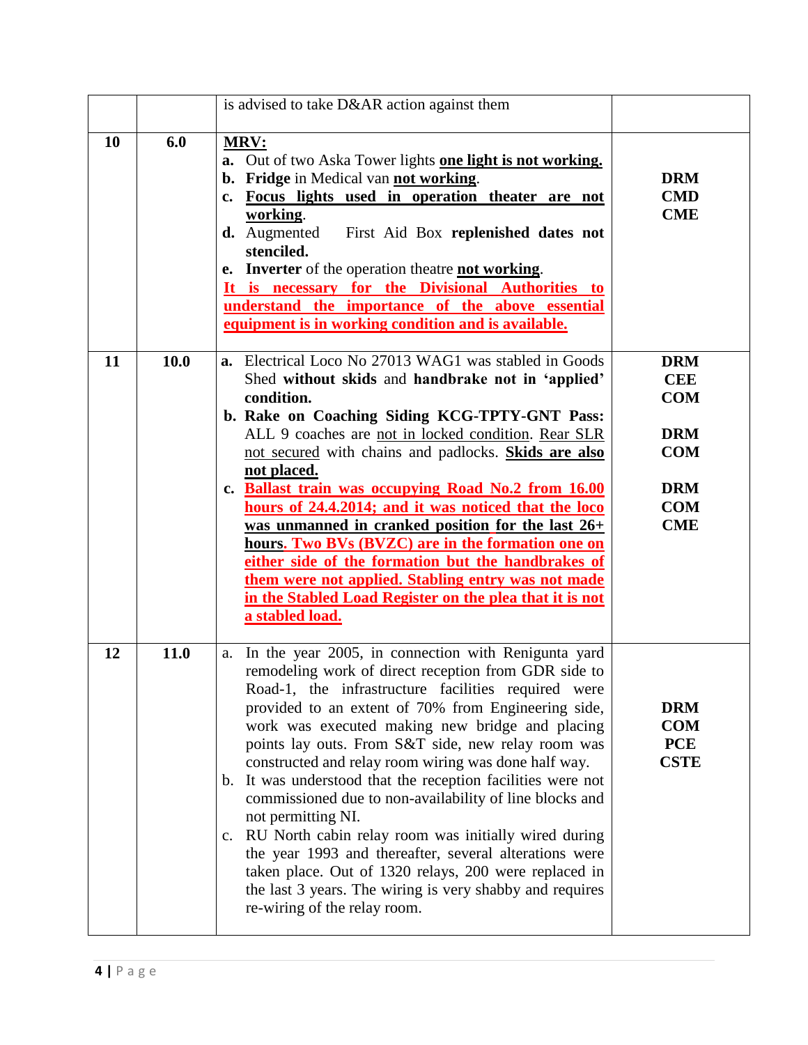| | | | |
|---|---|---|---|
| | | is advised to take D&AR action against them | |
| 10 | 6.0 | **MRV:**<br>**a.** Out of two Aska Tower lights **one light is not working.**<br>**b. Fridge** in Medical van **not working**.<br>**c. Focus lights used in operation theater are not working**.<br>**d.** Augmented First Aid Box **replenished dates not stenciled.**<br>**e. Inverter** of the operation theatre **not working**.<br>**It is necessary for the Divisional Authorities to understand the importance of the above essential equipment is in working condition and is available.** | **DRM**<br>**CMD**<br>**CME** |
| 11 | 10.0 | **a.** Electrical Loco No 27013 WAG1 was stabled in Goods Shed **without skids** and **handbrake not in 'applied' condition.**<br>**b. Rake on Coaching Siding KCG-TPTY-GNT Pass:** ALL 9 coaches are not in locked condition. Rear SLR not secured with chains and padlocks. **Skids are also not placed.**<br>**c. Ballast train was occupying Road No.2 from 16.00 hours of 24.4.2014; and it was noticed that the loco was unmanned in cranked position for the last 26+ hours. Two BVs (BVZC) are in the formation one on either side of the formation but the handbrakes of them were not applied. Stabling entry was not made in the Stabled Load Register on the plea that it is not a stabled load.** | **DRM**<br>**CEE**<br>**COM**<br><br>**DRM**<br>**COM**<br><br>**DRM**<br>**COM**<br>**CME** |
| 12 | 11.0 | a. In the year 2005, in connection with Renigunta yard remodeling work of direct reception from GDR side to Road-1, the infrastructure facilities required were provided to an extent of 70% from Engineering side, work was executed making new bridge and placing points lay outs. From S&T side, new relay room was constructed and relay room wiring was done half way.<br>b. It was understood that the reception facilities were not commissioned due to non-availability of line blocks and not permitting NI.<br>c. RU North cabin relay room was initially wired during the year 1993 and thereafter, several alterations were taken place. Out of 1320 relays, 200 were replaced in the last 3 years. The wiring is very shabby and requires re-wiring of the relay room. | **DRM**<br>**COM**<br>**PCE**<br>**CSTE** |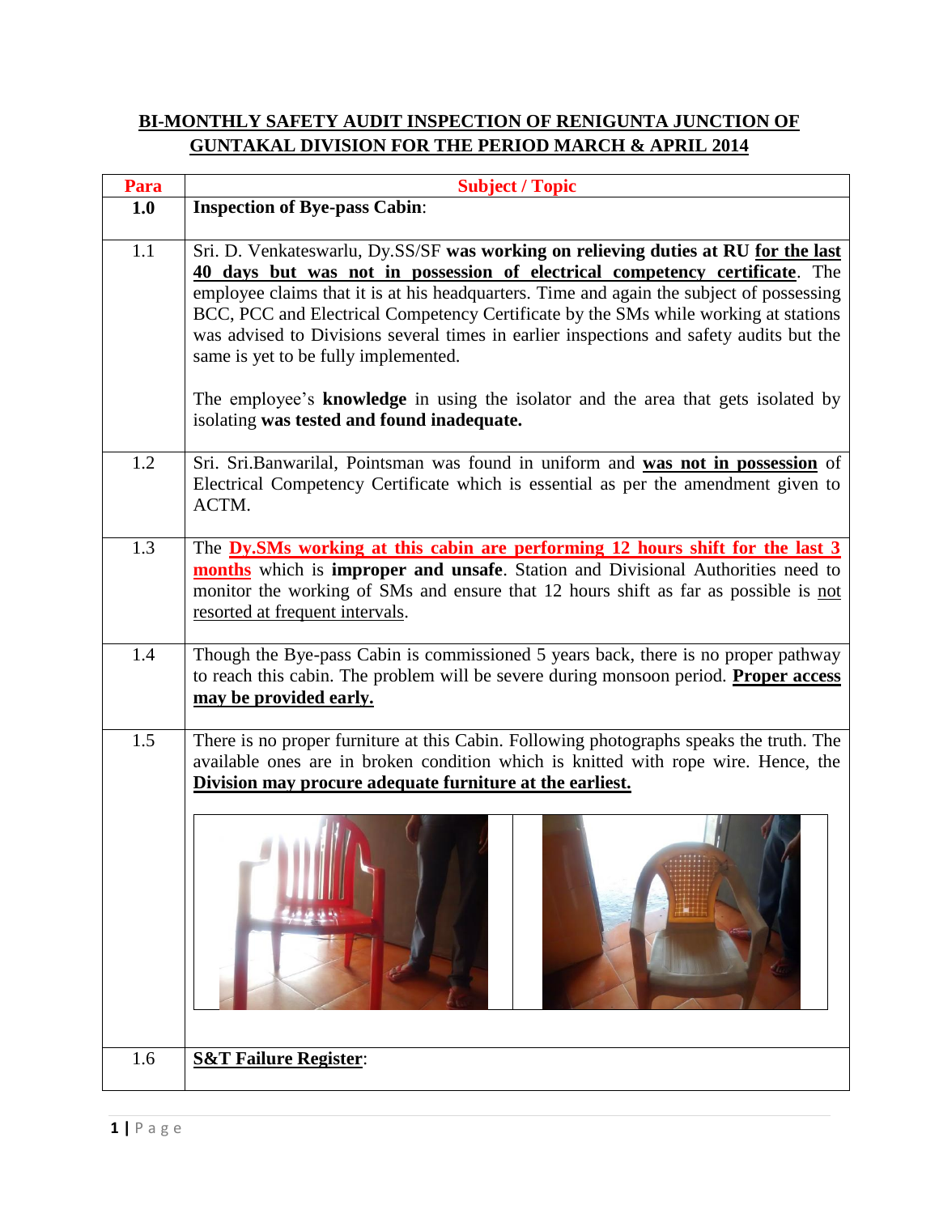# BI-MONTHLY SAFETY AUDIT INSPECTION OF RENIGUNTA JUNCTION OF GUNTAKAL DIVISION FOR THE PERIOD MARCH & APRIL 2014

| Para | Subject / Topic |
|---|---|
| **1.0** | **Inspection of Bye-pass Cabin**: |
| 1.1 | Sri. D. Venkateswarlu, Dy.SS/SF **was working on relieving duties at RU** **for the last 40 days but was not in possession of electrical competency certificate**. The employee claims that it is at his headquarters. Time and again the subject of possessing BCC, PCC and Electrical Competency Certificate by the SMs while working at stations was advised to Divisions several times in earlier inspections and safety audits but the same is yet to be fully implemented.<br><br>The employee's **knowledge** in using the isolator and the area that gets isolated by isolating **was tested and found inadequate.** |
| 1.2 | Sri. Sri.Banwarilal, Pointsman was found in uniform and **was not in possession** of Electrical Competency Certificate which is essential as per the amendment given to ACTM. |
| 1.3 | The **Dy.SMs working at this cabin are performing 12 hours shift for the last 3 months** which is **improper and unsafe**. Station and Divisional Authorities need to monitor the working of SMs and ensure that 12 hours shift as far as possible is not resorted at frequent intervals. |
| 1.4 | Though the Bye-pass Cabin is commissioned 5 years back, there is no proper pathway to reach this cabin. The problem will be severe during monsoon period. **Proper access may be provided early.** |
| 1.5 | There is no proper furniture at this Cabin. Following photographs speaks the truth. The available ones are in broken condition which is knitted with rope wire. Hence, the **Division may procure adequate furniture at the earliest.** |
| 1.6 | **S&T Failure Register**: |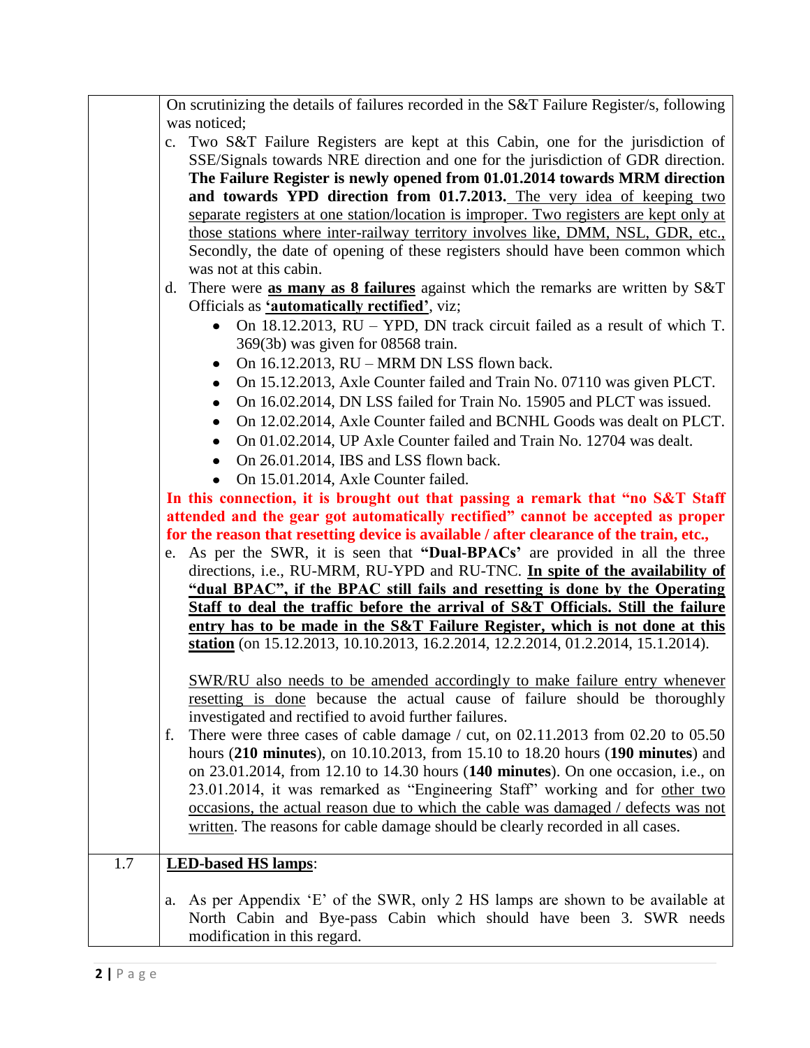| | |
|---|---|
| | On scrutinizing the details of failures recorded in the S&T Failure Register/s, following was noticed;<br>c. Two S&T Failure Registers are kept at this Cabin, one for the jurisdiction of SSE/Signals towards NRE direction and one for the jurisdiction of GDR direction. **The Failure Register is newly opened from 01.01.2014 towards MRM direction and towards YPD direction from 01.7.2013.** The very idea of keeping two separate registers at one station/location is improper. Two registers are kept only at those stations where inter-railway territory involves like, DMM, NSL, GDR, etc., Secondly, the date of opening of these registers should have been common which was not at this cabin.<br>d. There were **as many as 8 failures** against which the remarks are written by S&T Officials as **'automatically rectified'**, viz;<br>• On 18.12.2013, RU – YPD, DN track circuit failed as a result of which T. 369(3b) was given for 08568 train.<br>• On 16.12.2013, RU – MRM DN LSS flown back.<br>• On 15.12.2013, Axle Counter failed and Train No. 07110 was given PLCT.<br>• On 16.02.2014, DN LSS failed for Train No. 15905 and PLCT was issued.<br>• On 12.02.2014, Axle Counter failed and BCNHL Goods was dealt on PLCT.<br>• On 01.02.2014, UP Axle Counter failed and Train No. 12704 was dealt.<br>• On 26.01.2014, IBS and LSS flown back.<br>• On 15.01.2014, Axle Counter failed.<br>**In this connection, it is brought out that passing a remark that "no S&T Staff attended and the gear got automatically rectified" cannot be accepted as proper for the reason that resetting device is available / after clearance of the train, etc.,**<br>e. As per the SWR, it is seen that **"Dual-BPACs'** are provided in all the three directions, i.e., RU-MRM, RU-YPD and RU-TNC. **In spite of the availability of "dual BPAC", if the BPAC still fails and resetting is done by the Operating Staff to deal the traffic before the arrival of S&T Officials. Still the failure entry has to be made in the S&T Failure Register, which is not done at this station** (on 15.12.2013, 10.10.2013, 16.2.2014, 12.2.2014, 01.2.2014, 15.1.2014).<br><br>SWR/RU also needs to be amended accordingly to make failure entry whenever resetting is done because the actual cause of failure should be thoroughly investigated and rectified to avoid further failures.<br>f. There were three cases of cable damage / cut, on 02.11.2013 from 02.20 to 05.50 hours (**210 minutes**), on 10.10.2013, from 15.10 to 18.20 hours (**190 minutes**) and on 23.01.2014, from 12.10 to 14.30 hours (**140 minutes**). On one occasion, i.e., on 23.01.2014, it was remarked as "Engineering Staff" working and for other two occasions, the actual reason due to which the cable was damaged / defects was not written. The reasons for cable damage should be clearly recorded in all cases. |
| 1.7 | **LED-based HS lamps**:<br><br>a. As per Appendix 'E' of the SWR, only 2 HS lamps are shown to be available at North Cabin and Bye-pass Cabin which should have been 3. SWR needs modification in this regard. |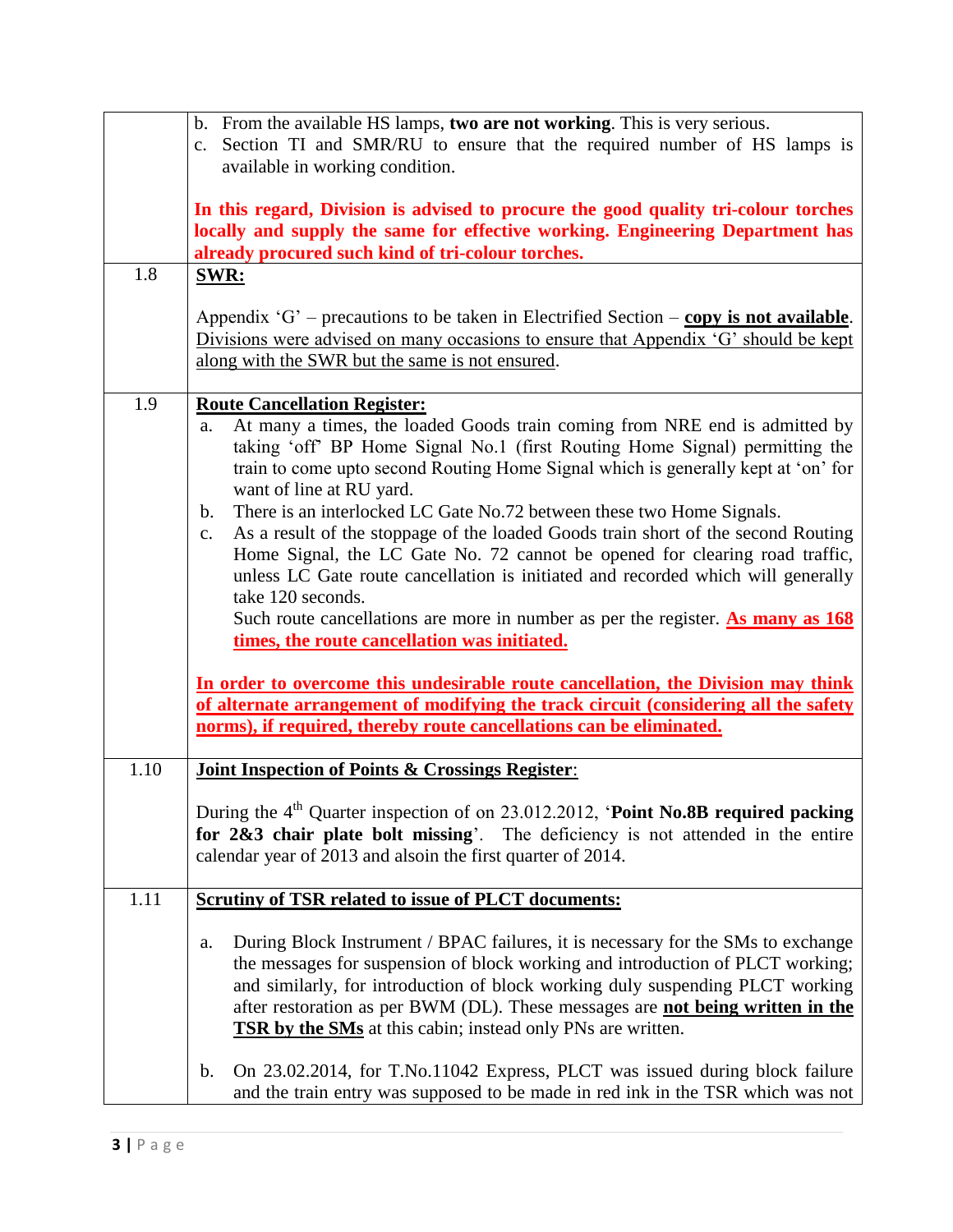| | |
|---|---|
| | b. From the available HS lamps, **two are not working**. This is very serious.<br>c. Section TI and SMR/RU to ensure that the required number of HS lamps is available in working condition.<br><br>**In this regard, Division is advised to procure the good quality tri-colour torches locally and supply the same for effective working. Engineering Department has already procured such kind of tri-colour torches.** |
| 1.8 | **SWR:**<br><br>Appendix 'G' – precautions to be taken in Electrified Section – **copy is not available**. Divisions were advised on many occasions to ensure that Appendix 'G' should be kept along with the SWR but the same is not ensured. |
| 1.9 | **Route Cancellation Register:**<br>a. At many a times, the loaded Goods train coming from NRE end is admitted by taking 'off' BP Home Signal No.1 (first Routing Home Signal) permitting the train to come upto second Routing Home Signal which is generally kept at 'on' for want of line at RU yard.<br>b. There is an interlocked LC Gate No.72 between these two Home Signals.<br>c. As a result of the stoppage of the loaded Goods train short of the second Routing Home Signal, the LC Gate No. 72 cannot be opened for clearing road traffic, unless LC Gate route cancellation is initiated and recorded which will generally take 120 seconds.<br>Such route cancellations are more in number as per the register. **As many as 168 times, the route cancellation was initiated.**<br><br>**In order to overcome this undesirable route cancellation, the Division may think of alternate arrangement of modifying the track circuit (considering all the safety norms), if required, thereby route cancellations can be eliminated.** |
| 1.10 | **Joint Inspection of Points & Crossings Register**:<br><br>During the 4th Quarter inspection of on 23.012.2012, '**Point No.8B required packing for 2&3 chair plate bolt missing**'. The deficiency is not attended in the entire calendar year of 2013 and alsoin the first quarter of 2014. |
| 1.11 | **Scrutiny of TSR related to issue of PLCT documents:**<br><br>a. During Block Instrument / BPAC failures, it is necessary for the SMs to exchange the messages for suspension of block working and introduction of PLCT working; and similarly, for introduction of block working duly suspending PLCT working after restoration as per BWM (DL). These messages are **not being written in the TSR by the SMs** at this cabin; instead only PNs are written.<br><br>b. On 23.02.2014, for T.No.11042 Express, PLCT was issued during block failure and the train entry was supposed to be made in red ink in the TSR which was not |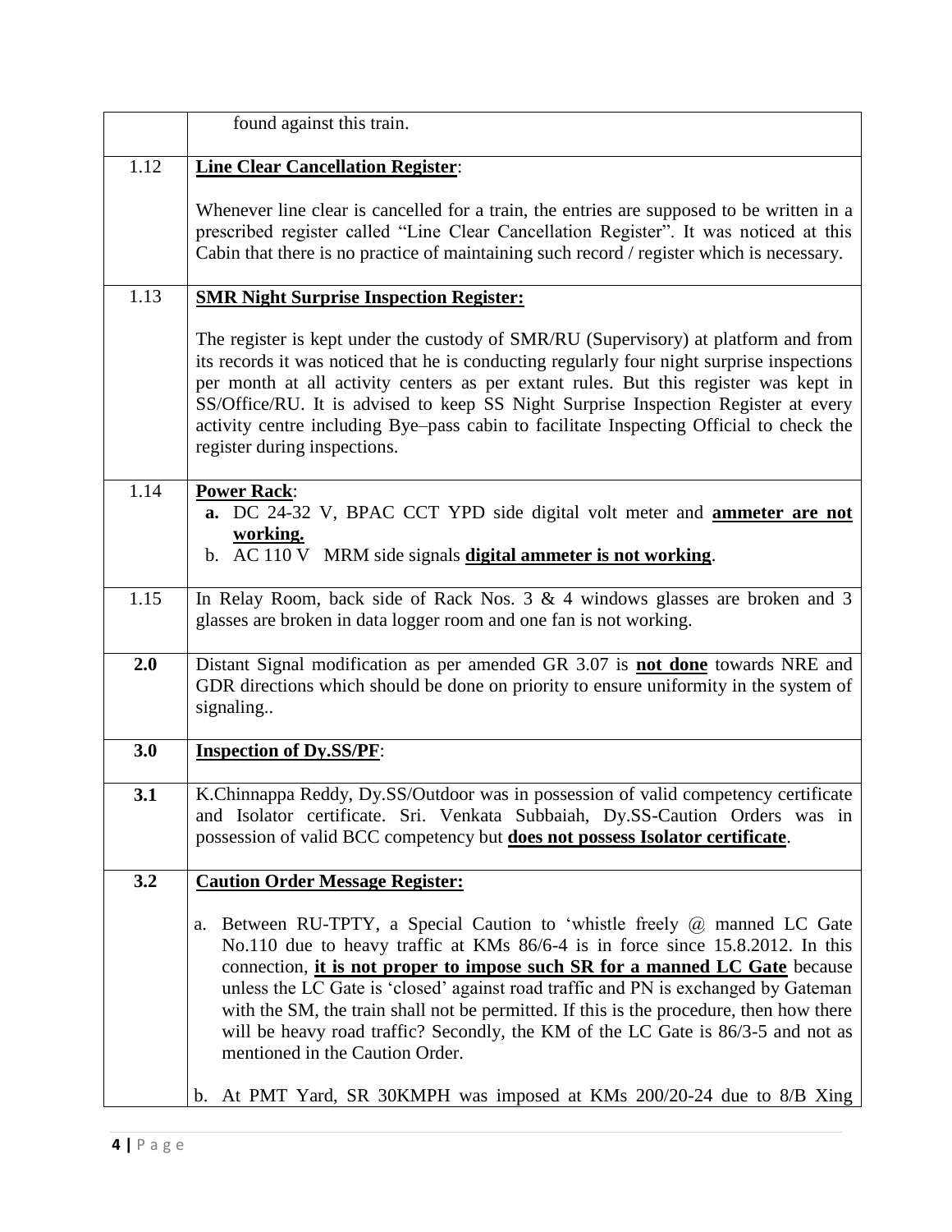| | |
|---|---|
| | found against this train. |
| 1.12 | **Line Clear Cancellation Register**:<br><br>Whenever line clear is cancelled for a train, the entries are supposed to be written in a prescribed register called "Line Clear Cancellation Register". It was noticed at this Cabin that there is no practice of maintaining such record / register which is necessary. |
| 1.13 | **SMR Night Surprise Inspection Register:**<br><br>The register is kept under the custody of SMR/RU (Supervisory) at platform and from its records it was noticed that he is conducting regularly four night surprise inspections per month at all activity centers as per extant rules. But this register was kept in SS/Office/RU. It is advised to keep SS Night Surprise Inspection Register at every activity centre including Bye–pass cabin to facilitate Inspecting Official to check the register during inspections. |
| 1.14 | **Power Rack**:<br>**a.** DC 24-32 V, BPAC CCT YPD side digital volt meter and **ammeter are not working.**<br>b. AC 110 V MRM side signals **digital ammeter is not working**. |
| 1.15 | In Relay Room, back side of Rack Nos. 3 & 4 windows glasses are broken and 3 glasses are broken in data logger room and one fan is not working. |
| **2.0** | Distant Signal modification as per amended GR 3.07 is **not done** towards NRE and GDR directions which should be done on priority to ensure uniformity in the system of signaling.. |
| **3.0** | **Inspection of Dy.SS/PF**: |
| **3.1** | K.Chinnappa Reddy, Dy.SS/Outdoor was in possession of valid competency certificate and Isolator certificate. Sri. Venkata Subbaiah, Dy.SS-Caution Orders was in possession of valid BCC competency but **does not possess Isolator certificate**. |
| **3.2** | **Caution Order Message Register:**<br><br>a. Between RU-TPTY, a Special Caution to 'whistle freely @ manned LC Gate No.110 due to heavy traffic at KMs 86/6-4 is in force since 15.8.2012. In this connection, **it is not proper to impose such SR for a manned LC Gate** because unless the LC Gate is 'closed' against road traffic and PN is exchanged by Gateman with the SM, the train shall not be permitted. If this is the procedure, then how there will be heavy road traffic? Secondly, the KM of the LC Gate is 86/3-5 and not as mentioned in the Caution Order.<br><br>b. At PMT Yard, SR 30KMPH was imposed at KMs 200/20-24 due to 8/B Xing |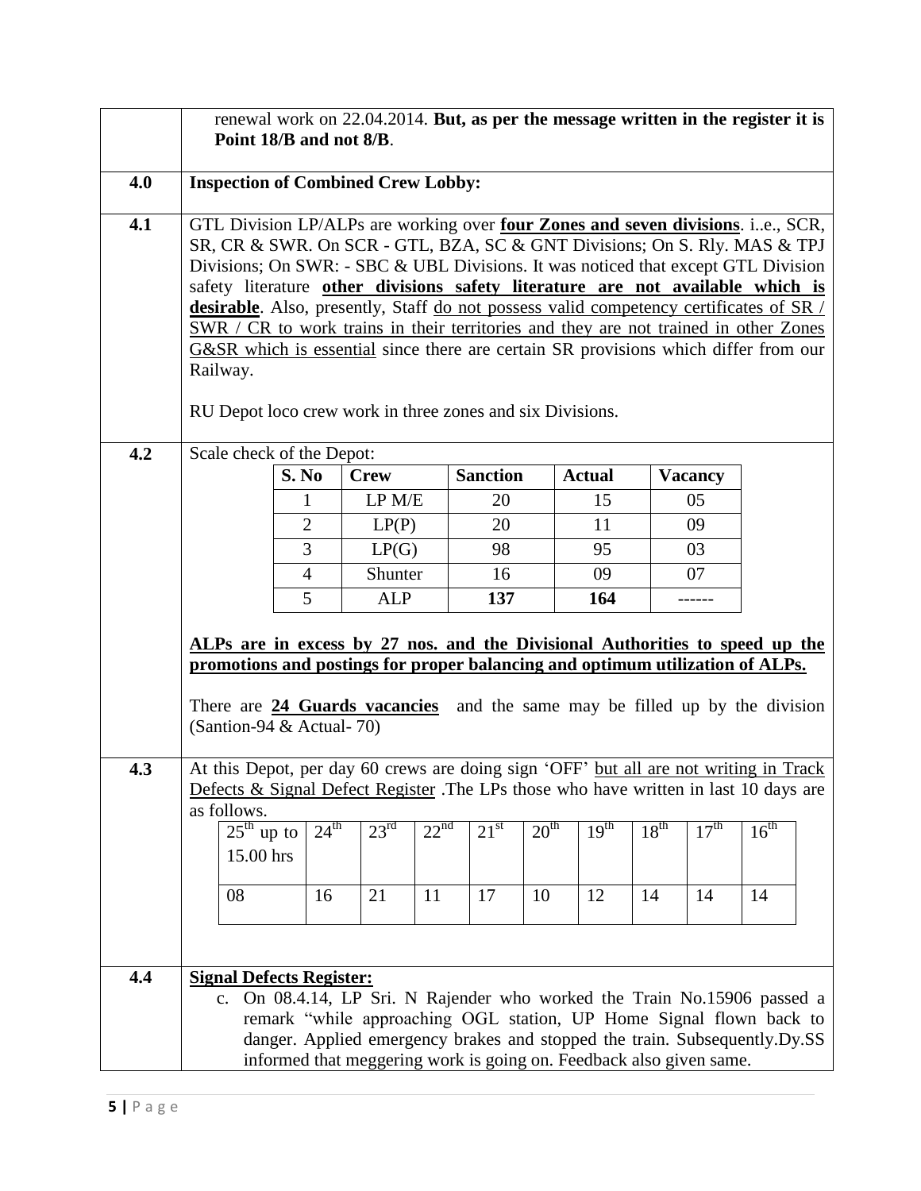renewal work on 22.04.2014. **But, as per the message written in the register it is Point 18/B and not 8/B**.

**4.0 Inspection of Combined Crew Lobby:**

**4.1** GTL Division LP/ALPs are working over **four Zones and seven divisions**. i..e., SCR, SR, CR & SWR. On SCR - GTL, BZA, SC & GNT Divisions; On S. Rly. MAS & TPJ Divisions; On SWR: - SBC & UBL Divisions. It was noticed that except GTL Division safety literature **other divisions safety literature are not available which is desirable**. Also, presently, Staff do not possess valid competency certificates of SR / SWR / CR to work trains in their territories and they are not trained in other Zones G&SR which is essential since there are certain SR provisions which differ from our Railway.

RU Depot loco crew work in three zones and six Divisions.

**4.2** Scale check of the Depot:

| S. No | Crew | Sanction | Actual | Vacancy |
|---|---|---|---|---|
| 1 | LP M/E | 20 | 15 | 05 |
| 2 | LP(P) | 20 | 11 | 09 |
| 3 | LP(G) | 98 | 95 | 03 |
| 4 | Shunter | 16 | 09 | 07 |
| 5 | ALP | **137** | **164** | ------ |

**ALPs are in excess by 27 nos. and the Divisional Authorities to speed up the promotions and postings for proper balancing and optimum utilization of ALPs.**

There are **24 Guards vacancies** and the same may be filled up by the division (Santion-94 & Actual- 70)

**4.3** At this Depot, per day 60 crews are doing sign 'OFF' but all are not writing in Track Defects & Signal Defect Register .The LPs those who have written in last 10 days are as follows.

| 25th up to 15.00 hrs | 24th | 23rd | 22nd | 21st | 20th | 19th | 18th | 17th | 16th |
|---|---|---|---|---|---|---|---|---|---|
| 08 | 16 | 21 | 11 | 17 | 10 | 12 | 14 | 14 | 14 |

**4.4 Signal Defects Register:**

c. On 08.4.14, LP Sri. N Rajender who worked the Train No.15906 passed a remark "while approaching OGL station, UP Home Signal flown back to danger. Applied emergency brakes and stopped the train. Subsequently.Dy.SS informed that meggering work is going on. Feedback also given same.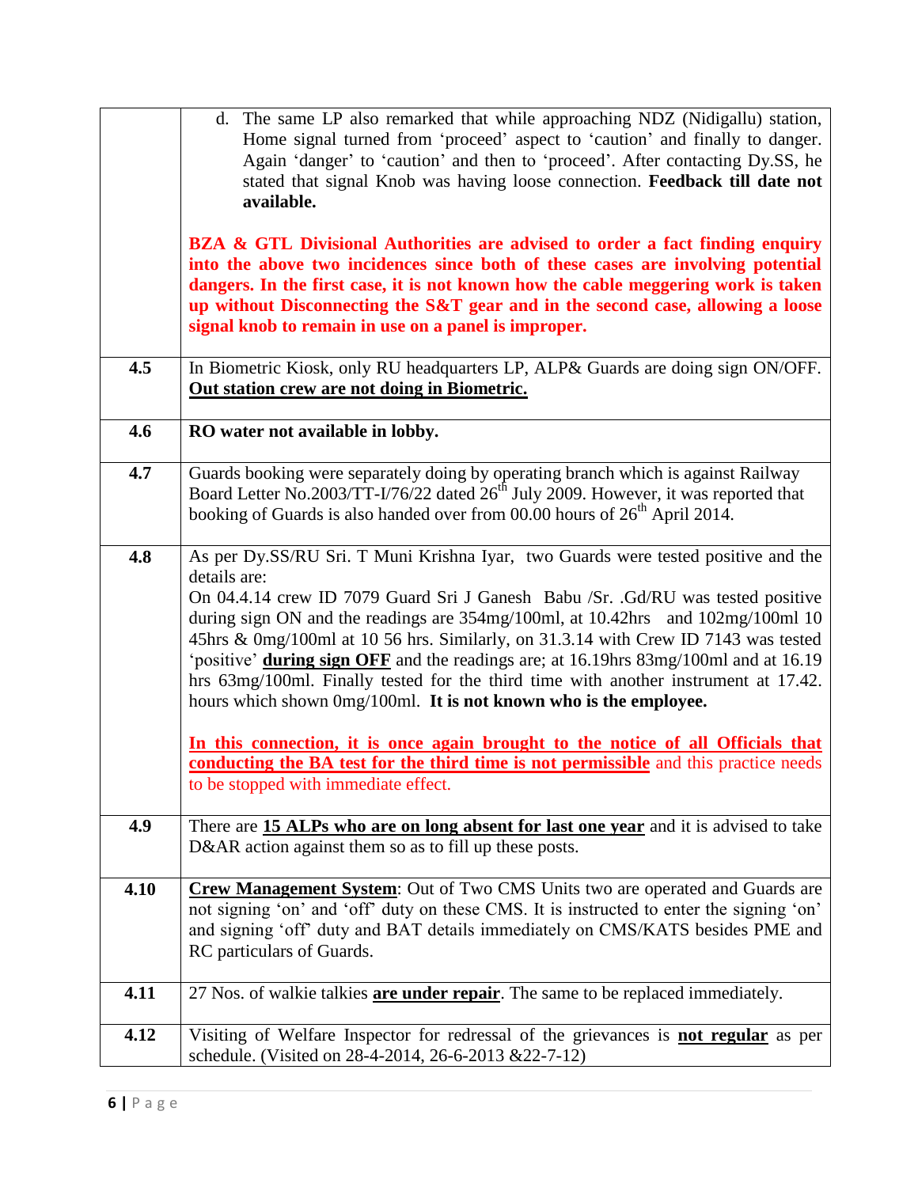| | |
|---|---|
| | d. The same LP also remarked that while approaching NDZ (Nidigallu) station, Home signal turned from 'proceed' aspect to 'caution' and finally to danger. Again 'danger' to 'caution' and then to 'proceed'. After contacting Dy.SS, he stated that signal Knob was having loose connection. **Feedback till date not available.**<br><br>**BZA & GTL Divisional Authorities are advised to order a fact finding enquiry into the above two incidences since both of these cases are involving potential dangers. In the first case, it is not known how the cable meggering work is taken up without Disconnecting the S&T gear and in the second case, allowing a loose signal knob to remain in use on a panel is improper.** |
| **4.5** | In Biometric Kiosk, only RU headquarters LP, ALP& Guards are doing sign ON/OFF. **<u>Out station crew are not doing in Biometric.</u>** |
| **4.6** | **RO water not available in lobby.** |
| **4.7** | Guards booking were separately doing by operating branch which is against Railway Board Letter No.2003/TT-I/76/22 dated 26th July 2009. However, it was reported that booking of Guards is also handed over from 00.00 hours of 26th April 2014. |
| **4.8** | As per Dy.SS/RU Sri. T Muni Krishna Iyar, two Guards were tested positive and the details are:<br>On 04.4.14 crew ID 7079 Guard Sri J Ganesh Babu /Sr. .Gd/RU was tested positive during sign ON and the readings are 354mg/100ml, at 10.42hrs and 102mg/100ml 10 45hrs & 0mg/100ml at 10 56 hrs. Similarly, on 31.3.14 with Crew ID 7143 was tested 'positive' **<u>during sign OFF</u>** and the readings are; at 16.19hrs 83mg/100ml and at 16.19 hrs 63mg/100ml. Finally tested for the third time with another instrument at 17.42. hours which shown 0mg/100ml. **It is not known who is the employee.**<br><br>**<u>In this connection, it is once again brought to the notice of all Officials that conducting the BA test for the third time is not permissible</u>** and this practice needs to be stopped with immediate effect. |
| **4.9** | There are **<u>15 ALPs who are on long absent for last one year</u>** and it is advised to take D&AR action against them so as to fill up these posts. |
| **4.10** | **<u>Crew Management System</u>**: Out of Two CMS Units two are operated and Guards are not signing 'on' and 'off' duty on these CMS. It is instructed to enter the signing 'on' and signing 'off' duty and BAT details immediately on CMS/KATS besides PME and RC particulars of Guards. |
| **4.11** | 27 Nos. of walkie talkies **<u>are under repair</u>**. The same to be replaced immediately. |
| **4.12** | Visiting of Welfare Inspector for redressal of the grievances is **<u>not regular</u>** as per schedule. (Visited on 28-4-2014, 26-6-2013 &22-7-12) |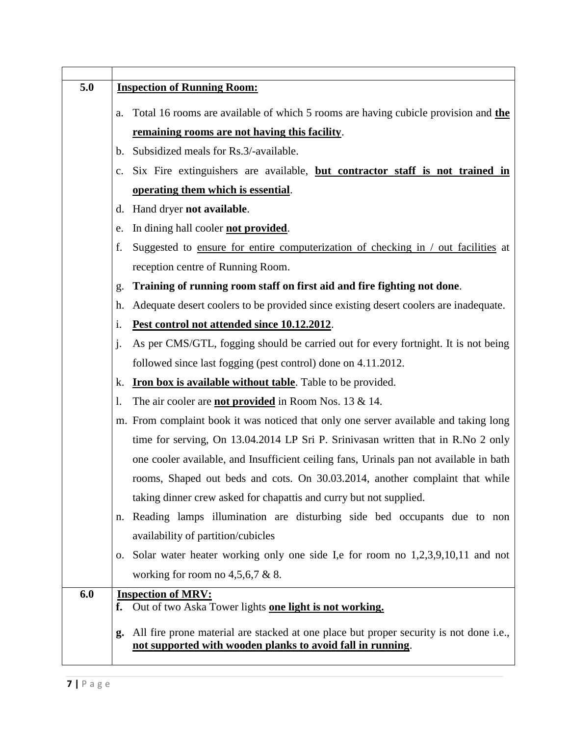| | |
|---|---|
| | |
| **5.0** | **<u>Inspection of Running Room:</u>**<br><br>a. Total 16 rooms are available of which 5 rooms are having cubicle provision and **<u>the remaining rooms are not having this facility</u>**.<br>b. Subsidized meals for Rs.3/-available.<br>c. Six Fire extinguishers are available, **<u>but contractor staff is not trained in operating them which is essential</u>**.<br>d. Hand dryer **not available**.<br>e. In dining hall cooler **<u>not provided</u>**.<br>f. Suggested to <u>ensure for entire computerization of checking in / out facilities</u> at reception centre of Running Room.<br>g. **Training of running room staff on first aid and fire fighting not done**.<br>h. Adequate desert coolers to be provided since existing desert coolers are inadequate.<br>i. **<u>Pest control not attended since 10.12.2012</u>**.<br>j. As per CMS/GTL, fogging should be carried out for every fortnight. It is not being followed since last fogging (pest control) done on 4.11.2012.<br>k. **<u>Iron box is available without table</u>**. Table to be provided.<br>l. The air cooler are **<u>not provided</u>** in Room Nos. 13 & 14.<br>m. From complaint book it was noticed that only one server available and taking long time for serving, On 13.04.2014 LP Sri P. Srinivasan written that in R.No 2 only one cooler available, and Insufficient ceiling fans, Urinals pan not available in bath rooms, Shaped out beds and cots. On 30.03.2014, another complaint that while taking dinner crew asked for chapattis and curry but not supplied.<br>n. Reading lamps illumination are disturbing side bed occupants due to non availability of partition/cubicles<br>o. Solar water heater working only one side I,e for room no 1,2,3,9,10,11 and not working for room no 4,5,6,7 & 8. |
| **6.0** | **<u>Inspection of MRV:</u>**<br>**f.** Out of two Aska Tower lights **<u>one light is not working.</u>**<br><br>**g.** All fire prone material are stacked at one place but proper security is not done i.e., **<u>not supported with wooden planks to avoid fall in running</u>**. |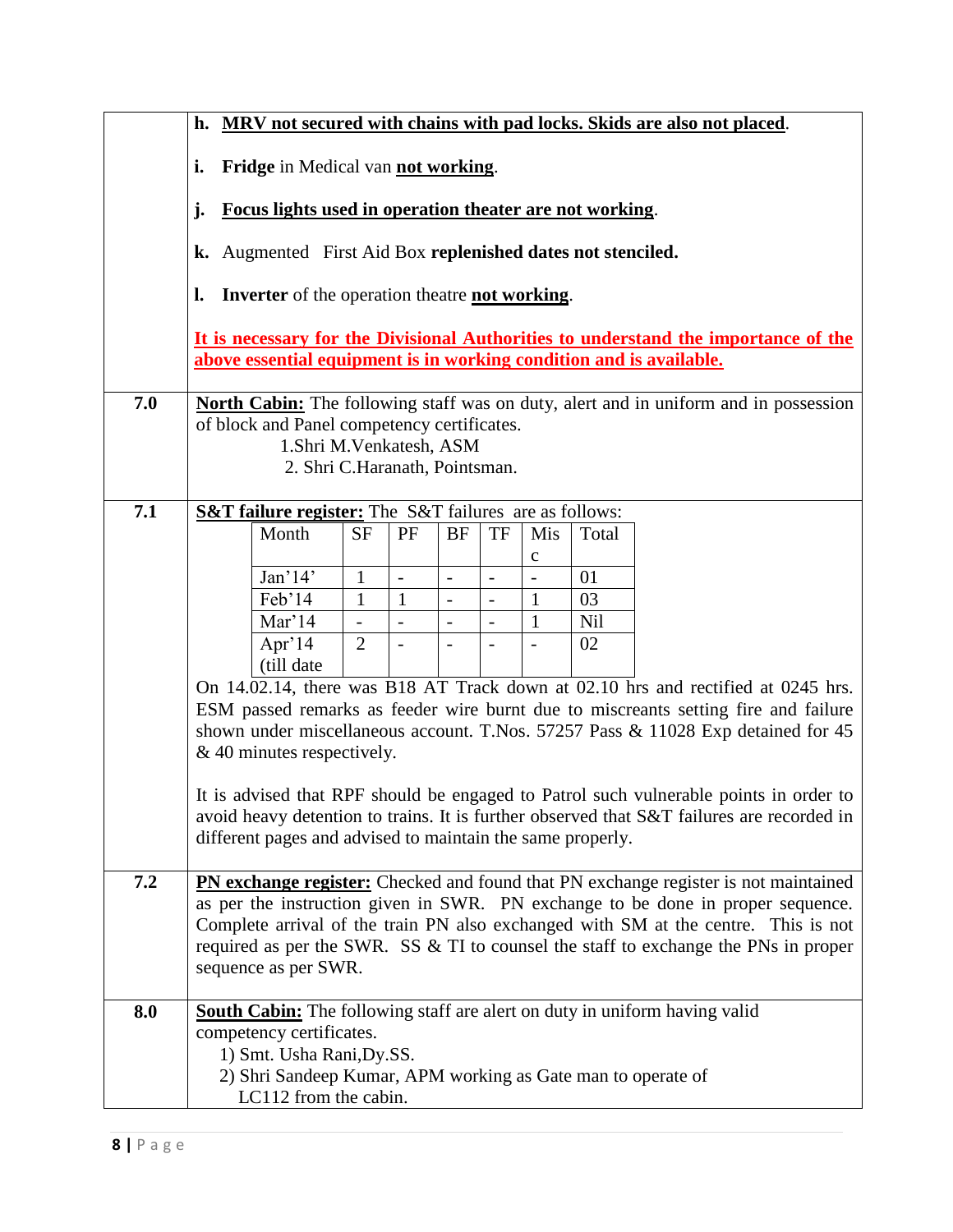| | |
|---|---|
| | **h. <u>MRV not secured with chains with pad locks. Skids are also not placed</u>.**<br><br>**i. Fridge** in Medical van **<u>not working</u>**.<br><br>**j. <u>Focus lights used in operation theater are not working</u>**.<br><br>**k.** Augmented First Aid Box **replenished dates not stenciled.**<br><br>**l. Inverter** of the operation theatre **<u>not working</u>**.<br><br>**<u>It is necessary for the Divisional Authorities to understand the importance of the above essential equipment is in working condition and is available.</u>** |
| **7.0** | **<u>North Cabin:</u>** The following staff was on duty, alert and in uniform and in possession of block and Panel competency certificates.<br>1.Shri M.Venkatesh, ASM<br>2. Shri C.Haranath, Pointsman. |
| **7.1** | **<u>S&T failure register:</u>** The S&T failures are as follows: (see table below)<br><br>On 14.02.14, there was B18 AT Track down at 02.10 hrs and rectified at 0245 hrs. ESM passed remarks as feeder wire burnt due to miscreants setting fire and failure shown under miscellaneous account. T.Nos. 57257 Pass & 11028 Exp detained for 45 & 40 minutes respectively.<br><br>It is advised that RPF should be engaged to Patrol such vulnerable points in order to avoid heavy detention to trains. It is further observed that S&T failures are recorded in different pages and advised to maintain the same properly. |
| **7.2** | **<u>PN exchange register:</u>** Checked and found that PN exchange register is not maintained as per the instruction given in SWR. PN exchange to be done in proper sequence. Complete arrival of the train PN also exchanged with SM at the centre. This is not required as per the SWR. SS & TI to counsel the staff to exchange the PNs in proper sequence as per SWR. |
| **8.0** | **<u>South Cabin:</u>** The following staff are alert on duty in uniform having valid competency certificates.<br>1) Smt. Usha Rani,Dy.SS.<br>2) Shri Sandeep Kumar, APM working as Gate man to operate of LC112 from the cabin. |

S&T failures (7.1):

| Month | SF | PF | BF | TF | Misc | Total |
|---|---|---|---|---|---|---|
| Jan'14' | 1 | - | - | - | - | 01 |
| Feb'14 | 1 | 1 | - | - | 1 | 03 |
| Mar'14 | - | - | - | - | 1 | Nil |
| Apr'14 (till date | 2 | - | - | - | - | 02 |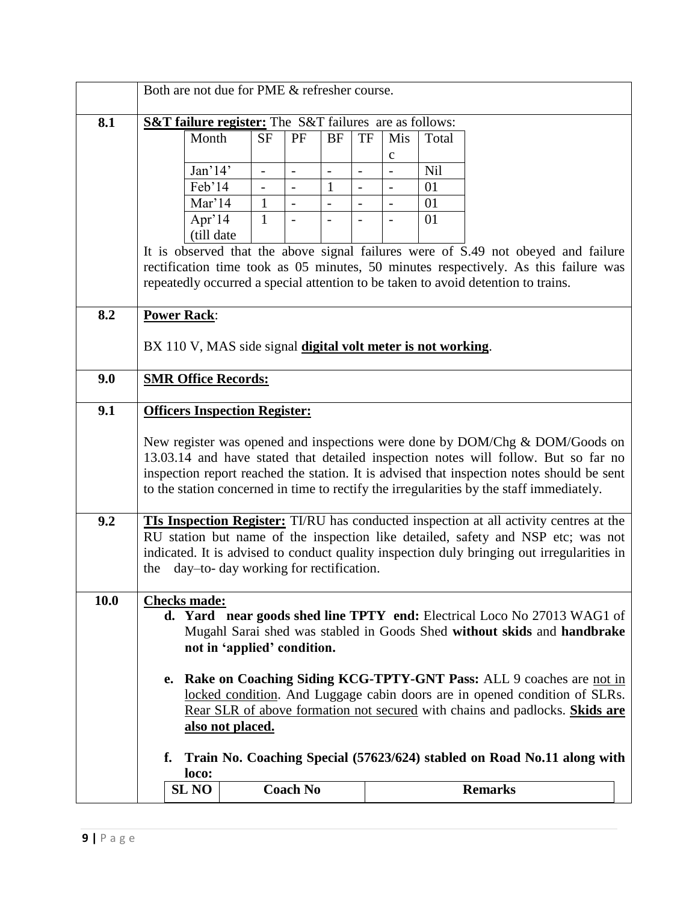| | |
|---|---|
| | Both are not due for PME & refresher course. |
| **8.1** | **S&T failure register:** The S&T failures are as follows: |

| Month | SF | PF | BF | TF | Misc | Total |
|---|---|---|---|---|---|---|
| Jan'14' | - | - | - | - | - | Nil |
| Feb'14 | - | - | 1 | - | - | 01 |
| Mar'14 | 1 | - | - | - | - | 01 |
| Apr'14 (till date | 1 | - | - | - | - | 01 |

It is observed that the above signal failures were of S.49 not obeyed and failure rectification time took as 05 minutes, 50 minutes respectively. As this failure was repeatedly occurred a special attention to be taken to avoid detention to trains.

**8.2** **Power Rack**:

BX 110 V, MAS side signal **digital volt meter is not working**.

**9.0** **SMR Office Records:**

**9.1** **Officers Inspection Register:**

New register was opened and inspections were done by DOM/Chg & DOM/Goods on 13.03.14 and have stated that detailed inspection notes will follow. But so far no inspection report reached the station. It is advised that inspection notes should be sent to the station concerned in time to rectify the irregularities by the staff immediately.

**9.2** **TIs Inspection Register:** TI/RU has conducted inspection at all activity centres at the RU station but name of the inspection like detailed, safety and NSP etc; was not indicated. It is advised to conduct quality inspection duly bringing out irregularities in the day–to- day working for rectification.

**10.0** **Checks made:**

d. **Yard near goods shed line TPTY end:** Electrical Loco No 27013 WAG1 of Mugahl Sarai shed was stabled in Goods Shed **without skids** and **handbrake not in 'applied' condition.**

e. **Rake on Coaching Siding KCG-TPTY-GNT Pass:** ALL 9 coaches are not in locked condition. And Luggage cabin doors are in opened condition of SLRs. Rear SLR of above formation not secured with chains and padlocks. **Skids are also not placed.**

f. **Train No. Coaching Special (57623/624) stabled on Road No.11 along with loco:**

| SL NO | Coach No | Remarks |
|---|---|---|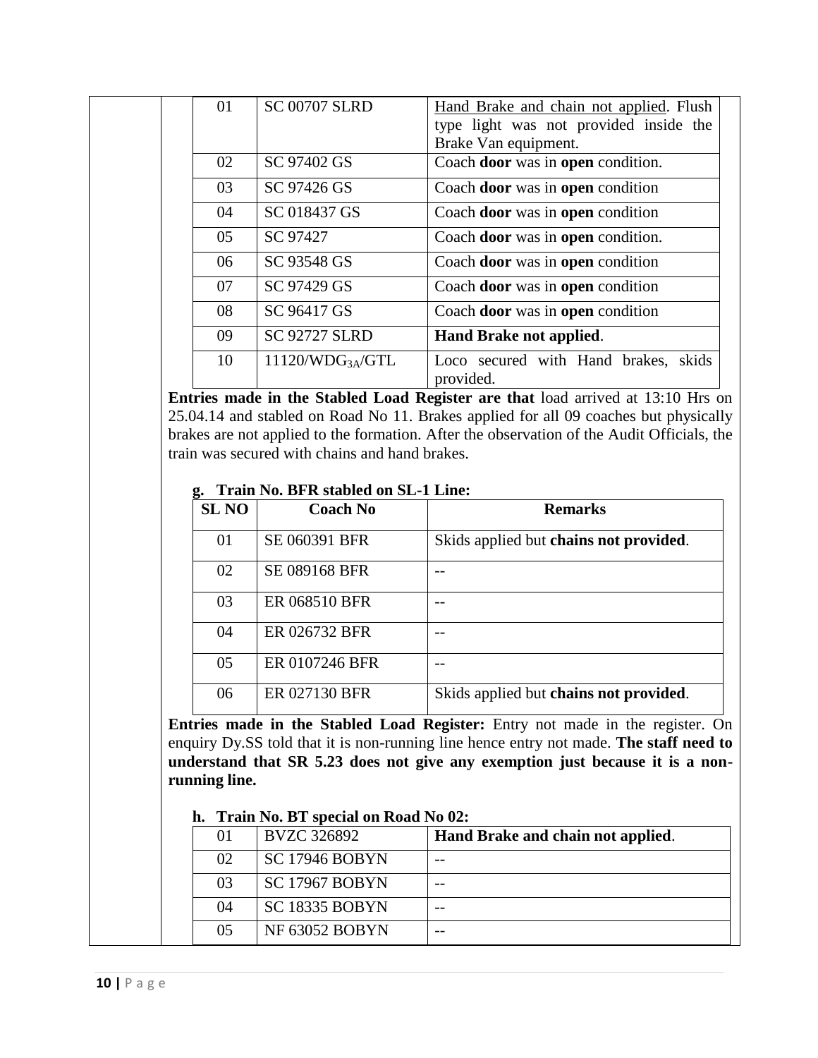| | | |
|---|---|---|
| 01 | SC 00707 SLRD | Hand Brake and chain not applied. Flush type light was not provided inside the Brake Van equipment. |
| 02 | SC 97402 GS | Coach **door** was in **open** condition. |
| 03 | SC 97426 GS | Coach **door** was in **open** condition |
| 04 | SC 018437 GS | Coach **door** was in **open** condition |
| 05 | SC 97427 | Coach **door** was in **open** condition. |
| 06 | SC 93548 GS | Coach **door** was in **open** condition |
| 07 | SC 97429 GS | Coach **door** was in **open** condition |
| 08 | SC 96417 GS | Coach **door** was in **open** condition |
| 09 | SC 92727 SLRD | **Hand Brake not applied**. |
| 10 | 11120/$WDG_{3A}$/GTL | Loco secured with Hand brakes, skids provided. |

**Entries made in the Stabled Load Register are that** load arrived at 13:10 Hrs on 25.04.14 and stabled on Road No 11. Brakes applied for all 09 coaches but physically brakes are not applied to the formation. After the observation of the Audit Officials, the train was secured with chains and hand brakes.

**g. Train No. BFR stabled on SL-1 Line:**

| SL NO | Coach No | Remarks |
|---|---|---|
| 01 | SE 060391 BFR | Skids applied but **chains not provided**. |
| 02 | SE 089168 BFR | -- |
| 03 | ER 068510 BFR | -- |
| 04 | ER 026732 BFR | -- |
| 05 | ER 0107246 BFR | -- |
| 06 | ER 027130 BFR | Skids applied but **chains not provided**. |

**Entries made in the Stabled Load Register:** Entry not made in the register. On enquiry Dy.SS told that it is non-running line hence entry not made. **The staff need to understand that SR 5.23 does not give any exemption just because it is a non-running line.**

**h. Train No. BT special on Road No 02:**

| | | |
|---|---|---|
| 01 | BVZC 326892 | **Hand Brake and chain not applied**. |
| 02 | SC 17946 BOBYN | -- |
| 03 | SC 17967 BOBYN | -- |
| 04 | SC 18335 BOBYN | -- |
| 05 | NF 63052 BOBYN | -- |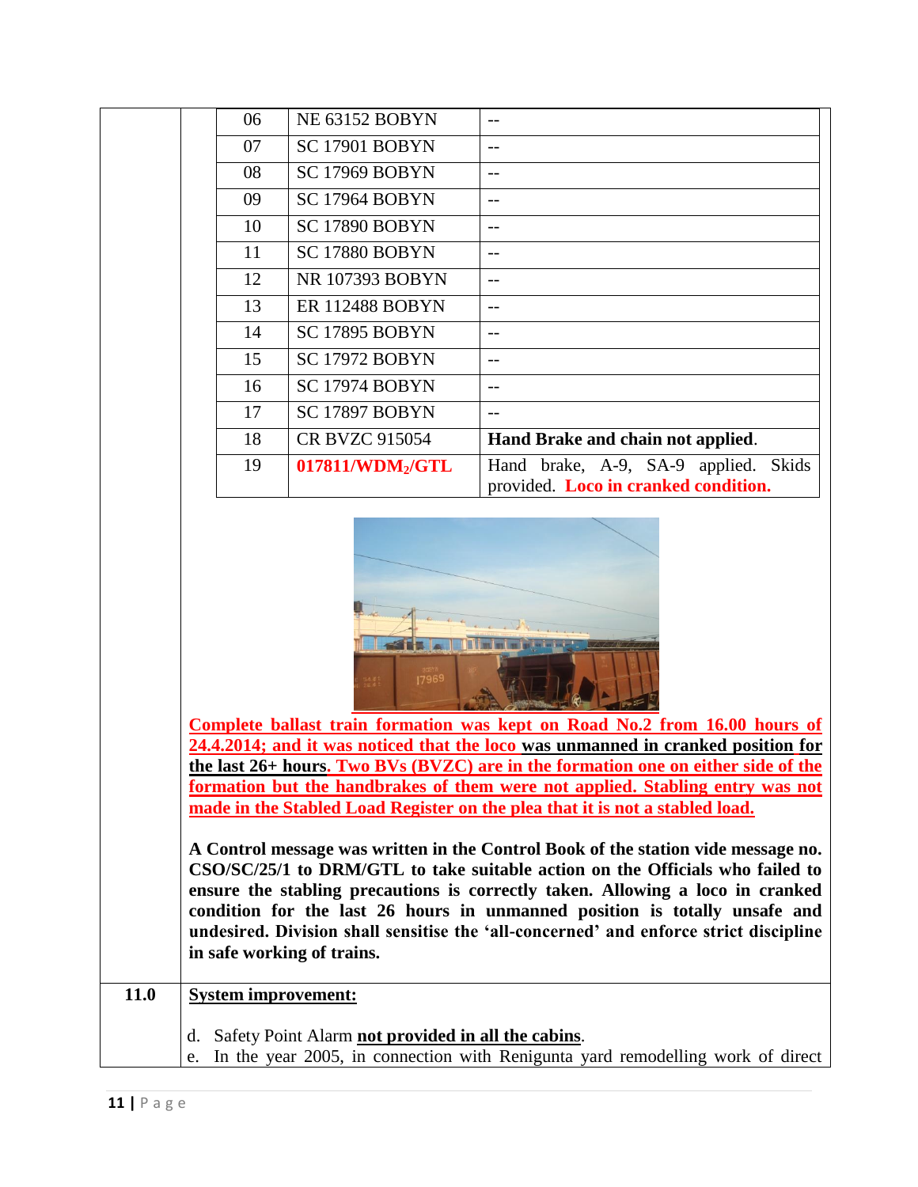| | | |
|---|---|---|
| 06 | NE 63152 BOBYN | -- |
| 07 | SC 17901 BOBYN | -- |
| 08 | SC 17969 BOBYN | -- |
| 09 | SC 17964 BOBYN | -- |
| 10 | SC 17890 BOBYN | -- |
| 11 | SC 17880 BOBYN | -- |
| 12 | NR 107393 BOBYN | -- |
| 13 | ER 112488 BOBYN | -- |
| 14 | SC 17895 BOBYN | -- |
| 15 | SC 17972 BOBYN | -- |
| 16 | SC 17974 BOBYN | -- |
| 17 | SC 17897 BOBYN | -- |
| 18 | CR BVZC 915054 | **Hand Brake and chain not applied**. |
| 19 | **017811/WDM$_2$/GTL** | Hand brake, A-9, SA-9 applied. Skids provided. **Loco in cranked condition.** |

**Complete ballast train formation was kept on Road No.2 from 16.00 hours of 24.4.2014; and it was noticed that the loco was unmanned in cranked position for the last 26+ hours. Two BVs (BVZC) are in the formation one on either side of the formation but the handbrakes of them were not applied. Stabling entry was not made in the Stabled Load Register on the plea that it is not a stabled load.**

**A Control message was written in the Control Book of the station vide message no. CSO/SC/25/1 to DRM/GTL to take suitable action on the Officials who failed to ensure the stabling precautions is correctly taken. Allowing a loco in cranked condition for the last 26 hours in unmanned position is totally unsafe and undesired. Division shall sensitise the 'all-concerned' and enforce strict discipline in safe working of trains.**

**11.0** **System improvement:**

d. Safety Point Alarm **not provided in all the cabins**.

e. In the year 2005, in connection with Renigunta yard remodelling work of direct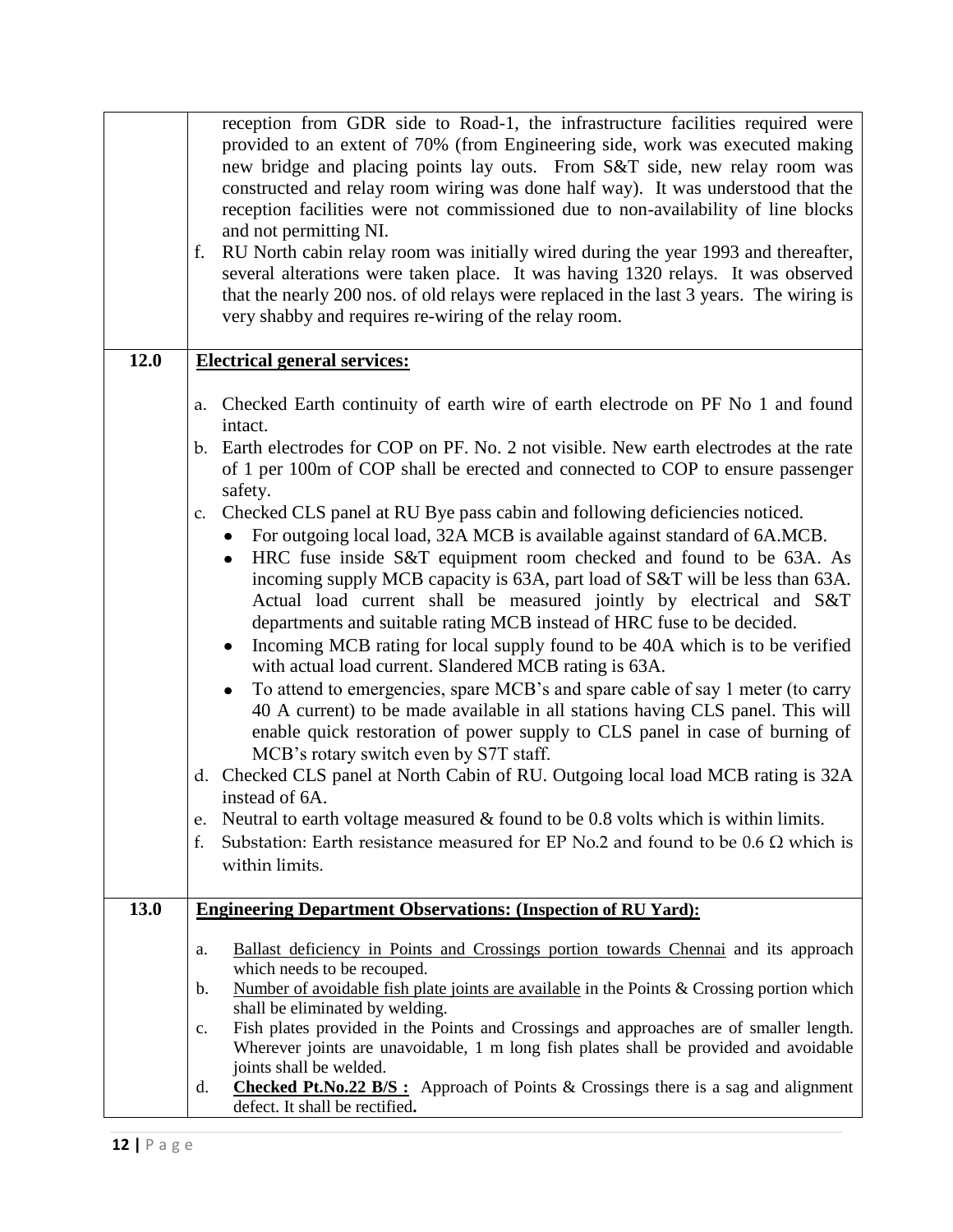| | |
|---|---|
| | reception from GDR side to Road-1, the infrastructure facilities required were provided to an extent of 70% (from Engineering side, work was executed making new bridge and placing points lay outs. From S&T side, new relay room was constructed and relay room wiring was done half way). It was understood that the reception facilities were not commissioned due to non-availability of line blocks and not permitting NI.<br>f. RU North cabin relay room was initially wired during the year 1993 and thereafter, several alterations were taken place. It was having 1320 relays. It was observed that the nearly 200 nos. of old relays were replaced in the last 3 years. The wiring is very shabby and requires re-wiring of the relay room. |
| **12.0** | **<u>Electrical general services:</u>**<br><br>a. Checked Earth continuity of earth wire of earth electrode on PF No 1 and found intact.<br>b. Earth electrodes for COP on PF. No. 2 not visible. New earth electrodes at the rate of 1 per 100m of COP shall be erected and connected to COP to ensure passenger safety.<br>c. Checked CLS panel at RU Bye pass cabin and following deficiencies noticed.<br>• For outgoing local load, 32A MCB is available against standard of 6A.MCB.<br>• HRC fuse inside S&T equipment room checked and found to be 63A. As incoming supply MCB capacity is 63A, part load of S&T will be less than 63A. Actual load current shall be measured jointly by electrical and S&T departments and suitable rating MCB instead of HRC fuse to be decided.<br>• Incoming MCB rating for local supply found to be 40A which is to be verified with actual load current. Slandered MCB rating is 63A.<br>• To attend to emergencies, spare MCB's and spare cable of say 1 meter (to carry 40 A current) to be made available in all stations having CLS panel. This will enable quick restoration of power supply to CLS panel in case of burning of MCB's rotary switch even by S7T staff.<br>d. Checked CLS panel at North Cabin of RU. Outgoing local load MCB rating is 32A instead of 6A.<br>e. Neutral to earth voltage measured & found to be 0.8 volts which is within limits.<br>f. Substation: Earth resistance measured for EP No.2 and found to be 0.6 Ω which is within limits. |
| **13.0** | **<u>Engineering Department Observations: (Inspection of RU Yard):</u>**<br><br>a. <u>Ballast deficiency in Points and Crossings portion towards Chennai</u> and its approach which needs to be recouped.<br>b. <u>Number of avoidable fish plate joints are available</u> in the Points & Crossing portion which shall be eliminated by welding.<br>c. Fish plates provided in the Points and Crossings and approaches are of smaller length. Wherever joints are unavoidable, 1 m long fish plates shall be provided and avoidable joints shall be welded.<br>d. **<u>Checked Pt.No.22 B/S :</u>** Approach of Points & Crossings there is a sag and alignment defect. It shall be rectified**.** |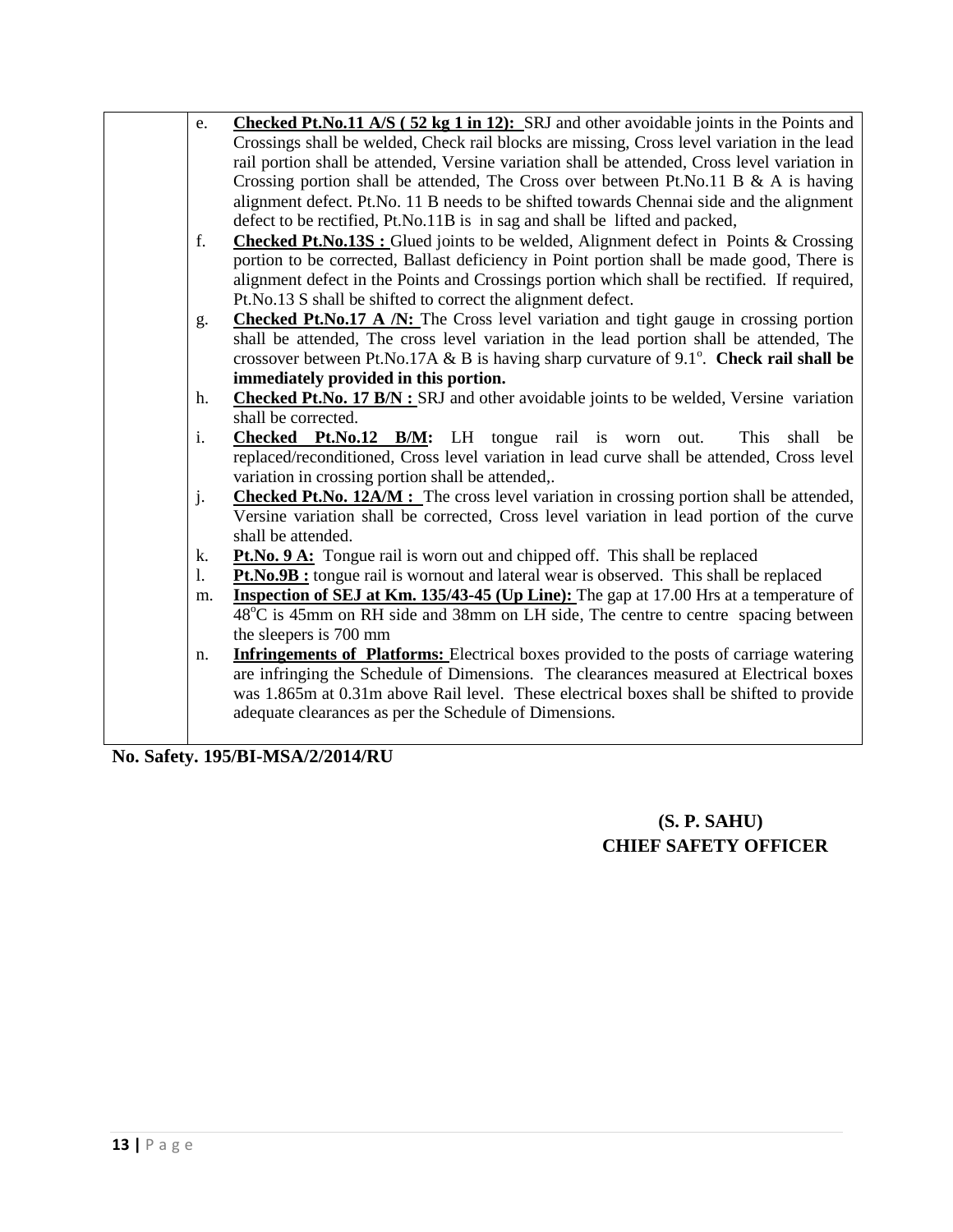| | |
|---|---|
| | e. **<u>Checked Pt.No.11 A/S ( 52 kg 1 in 12):</u>** SRJ and other avoidable joints in the Points and Crossings shall be welded, Check rail blocks are missing, Cross level variation in the lead rail portion shall be attended, Versine variation shall be attended, Cross level variation in Crossing portion shall be attended, The Cross over between Pt.No.11 B & A is having alignment defect. Pt.No. 11 B needs to be shifted towards Chennai side and the alignment defect to be rectified, Pt.No.11B is in sag and shall be lifted and packed,<br>f. **<u>Checked Pt.No.13S :</u>** Glued joints to be welded, Alignment defect in Points & Crossing portion to be corrected, Ballast deficiency in Point portion shall be made good, There is alignment defect in the Points and Crossings portion which shall be rectified. If required, Pt.No.13 S shall be shifted to correct the alignment defect.<br>g. **<u>Checked Pt.No.17 A /N:</u>** The Cross level variation and tight gauge in crossing portion shall be attended, The cross level variation in the lead portion shall be attended, The crossover between Pt.No.17A & B is having sharp curvature of 9.1$^{o}$. **Check rail shall be immediately provided in this portion.**<br>h. **<u>Checked Pt.No. 17 B/N :</u>** SRJ and other avoidable joints to be welded, Versine variation shall be corrected.<br>i. **<u>Checked Pt.No.12 B/M:</u>** LH tongue rail is worn out. This shall be replaced/reconditioned, Cross level variation in lead curve shall be attended, Cross level variation in crossing portion shall be attended,.<br>j. **<u>Checked Pt.No. 12A/M :</u>** The cross level variation in crossing portion shall be attended, Versine variation shall be corrected, Cross level variation in lead portion of the curve shall be attended.<br>k. **<u>Pt.No. 9 A:</u>** Tongue rail is worn out and chipped off. This shall be replaced<br>l. **<u>Pt.No.9B :</u>** tongue rail is wornout and lateral wear is observed. This shall be replaced<br>m. **<u>Inspection of SEJ at Km. 135/43-45 (Up Line):</u>** The gap at 17.00 Hrs at a temperature of 48$^{o}$C is 45mm on RH side and 38mm on LH side, The centre to centre spacing between the sleepers is 700 mm<br>n. **<u>Infringements of Platforms:</u>** Electrical boxes provided to the posts of carriage watering are infringing the Schedule of Dimensions. The clearances measured at Electrical boxes was 1.865m at 0.31m above Rail level. These electrical boxes shall be shifted to provide adequate clearances as per the Schedule of Dimensions. |

**No. Safety. 195/BI-MSA/2/2014/RU**

**(S. P. SAHU)**
**CHIEF SAFETY OFFICER**